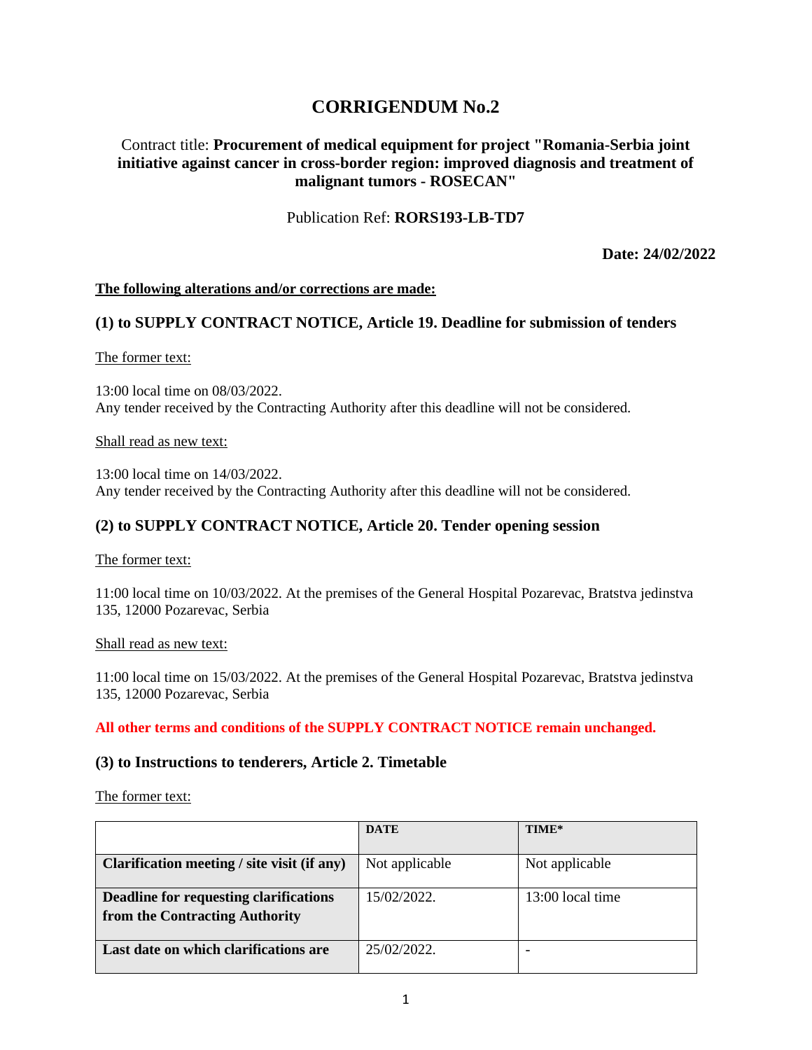# CORRIGENDUM No.2

Contract title: **Procurement of medical equipment for project "Romania-Serbia joint initiative against cancer in cross-border region: improved diagnosis and treatment of malignant tumors - ROSECAN"**

Publication Ref: **RORS193-LB-TD7**

**Date: 24/02/2022**

**The following alterations and/or corrections are made:**

## (1) to SUPPLY CONTRACT NOTICE, Article 19. Deadline for submission of tenders

The former text:

13:00 local time on 08/03/2022.
Any tender received by the Contracting Authority after this deadline will not be considered.

Shall read as new text:

13:00 local time on 14/03/2022.
Any tender received by the Contracting Authority after this deadline will not be considered.

## (2) to SUPPLY CONTRACT NOTICE, Article 20. Tender opening session

The former text:

11:00 local time on 10/03/2022. At the premises of the General Hospital Pozarevac, Bratstva jedinstva 135, 12000 Pozarevac, Serbia

Shall read as new text:

11:00 local time on 15/03/2022. At the premises of the General Hospital Pozarevac, Bratstva jedinstva 135, 12000 Pozarevac, Serbia

**All other terms and conditions of the SUPPLY CONTRACT NOTICE remain unchanged.**

## (3) to Instructions to tenderers, Article 2. Timetable

The former text:

| | DATE | TIME* |
|---|---|---|
| **Clarification meeting / site visit (if any)** | Not applicable | Not applicable |
| **Deadline for requesting clarifications from the Contracting Authority** | 15/02/2022. | 13:00 local time |
| **Last date on which clarifications are** | 25/02/2022. | - |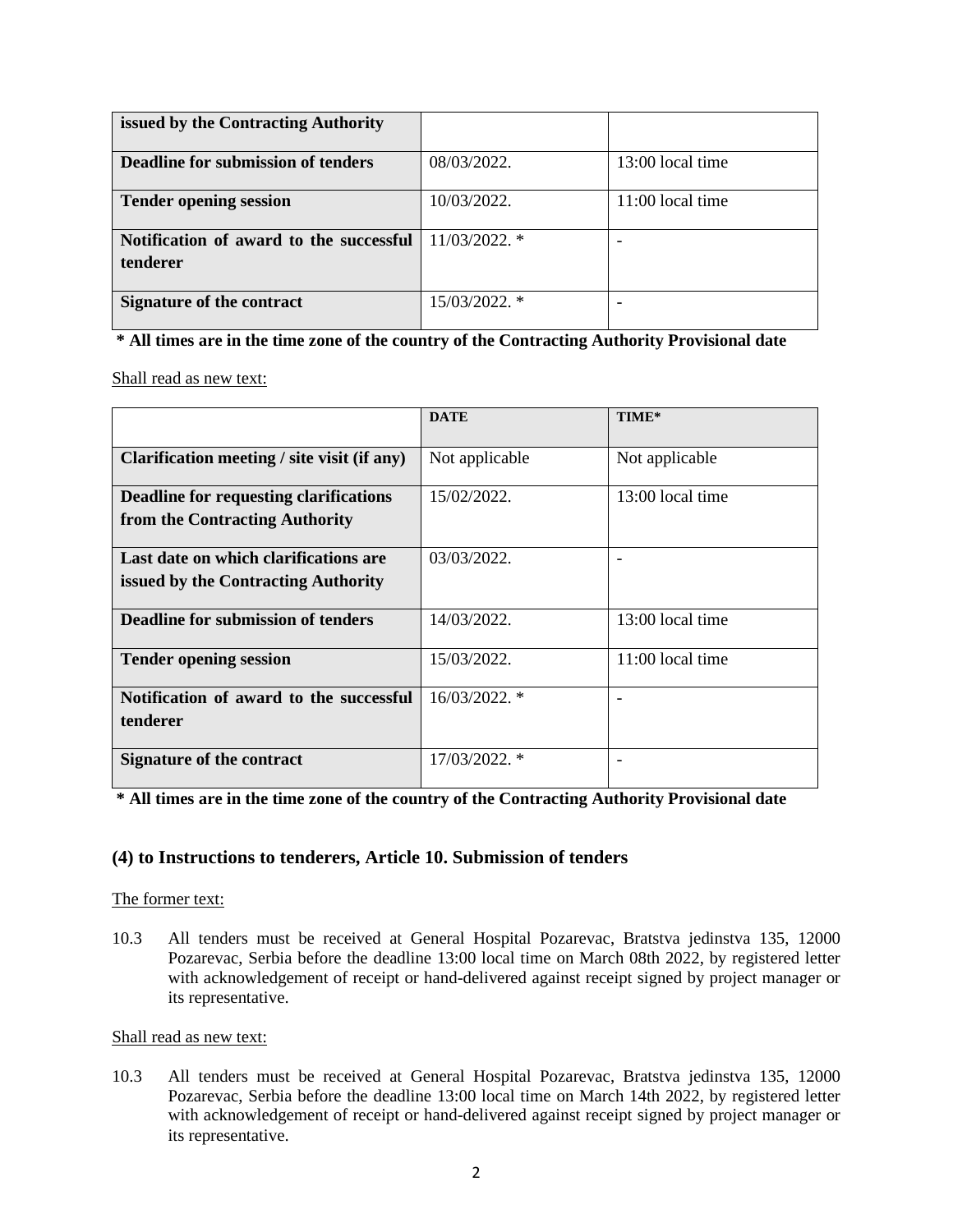| | | |
|---|---|---|
| **issued by the Contracting Authority** | | |
| **Deadline for submission of tenders** | 08/03/2022. | 13:00 local time |
| **Tender opening session** | 10/03/2022. | 11:00 local time |
| **Notification of award to the successful tenderer** | 11/03/2022. * | - |
| **Signature of the contract** | 15/03/2022. * | - |

**\* All times are in the time zone of the country of the Contracting Authority Provisional date**

Shall read as new text:

| | **DATE** | **TIME*** |
|---|---|---|
| **Clarification meeting / site visit (if any)** | Not applicable | Not applicable |
| **Deadline for requesting clarifications from the Contracting Authority** | 15/02/2022. | 13:00 local time |
| **Last date on which clarifications are issued by the Contracting Authority** | 03/03/2022. | - |
| **Deadline for submission of tenders** | 14/03/2022. | 13:00 local time |
| **Tender opening session** | 15/03/2022. | 11:00 local time |
| **Notification of award to the successful tenderer** | 16/03/2022. * | - |
| **Signature of the contract** | 17/03/2022. * | - |

**\* All times are in the time zone of the country of the Contracting Authority Provisional date**

### (4) to Instructions to tenderers, Article 10. Submission of tenders

The former text:

10.3 All tenders must be received at General Hospital Pozarevac, Bratstva jedinstva 135, 12000 Pozarevac, Serbia before the deadline 13:00 local time on March 08th 2022, by registered letter with acknowledgement of receipt or hand-delivered against receipt signed by project manager or its representative.

Shall read as new text:

10.3 All tenders must be received at General Hospital Pozarevac, Bratstva jedinstva 135, 12000 Pozarevac, Serbia before the deadline 13:00 local time on March 14th 2022, by registered letter with acknowledgement of receipt or hand-delivered against receipt signed by project manager or its representative.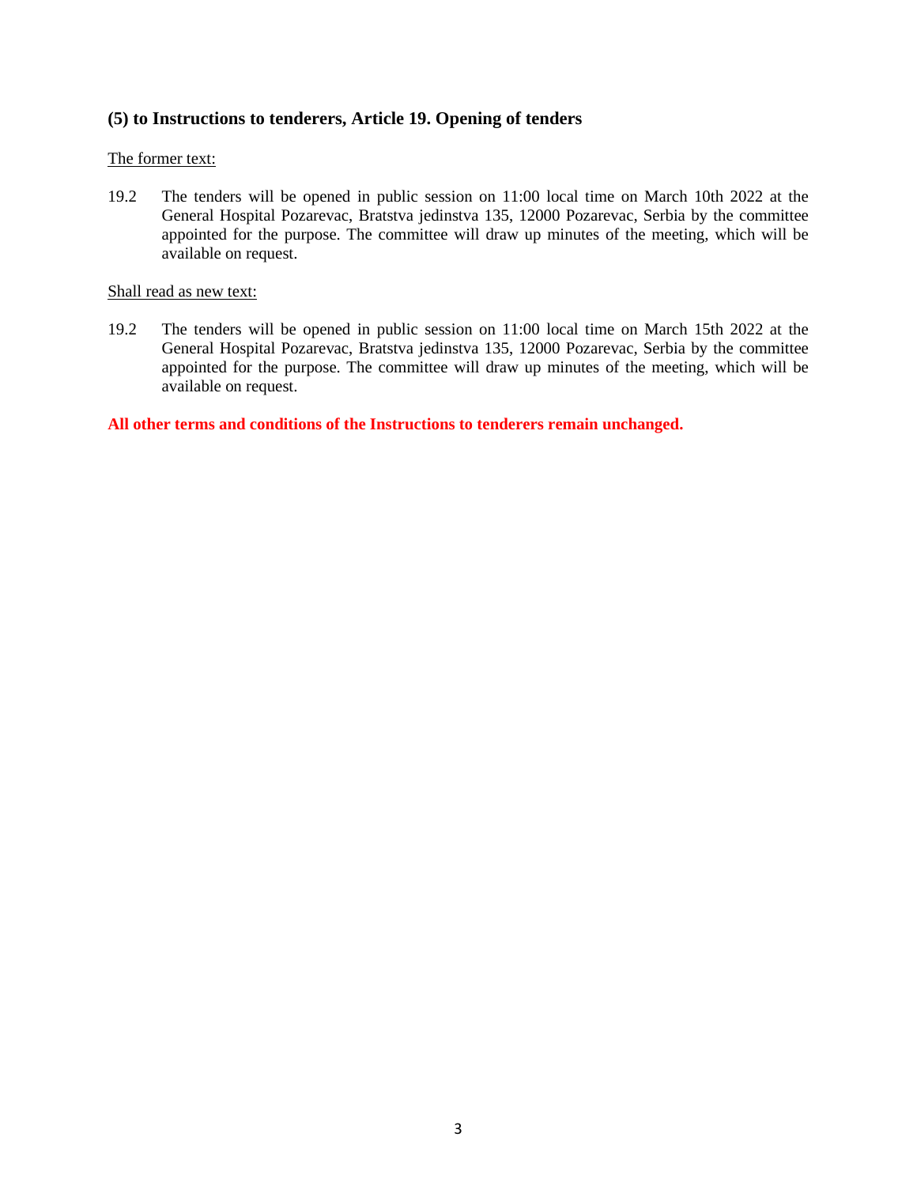### (5) to Instructions to tenderers, Article 19. Opening of tenders

The former text:

19.2 The tenders will be opened in public session on 11:00 local time on March 10th 2022 at the General Hospital Pozarevac, Bratstva jedinstva 135, 12000 Pozarevac, Serbia by the committee appointed for the purpose. The committee will draw up minutes of the meeting, which will be available on request.

Shall read as new text:

19.2 The tenders will be opened in public session on 11:00 local time on March 15th 2022 at the General Hospital Pozarevac, Bratstva jedinstva 135, 12000 Pozarevac, Serbia by the committee appointed for the purpose. The committee will draw up minutes of the meeting, which will be available on request.

**All other terms and conditions of the Instructions to tenderers remain unchanged.**